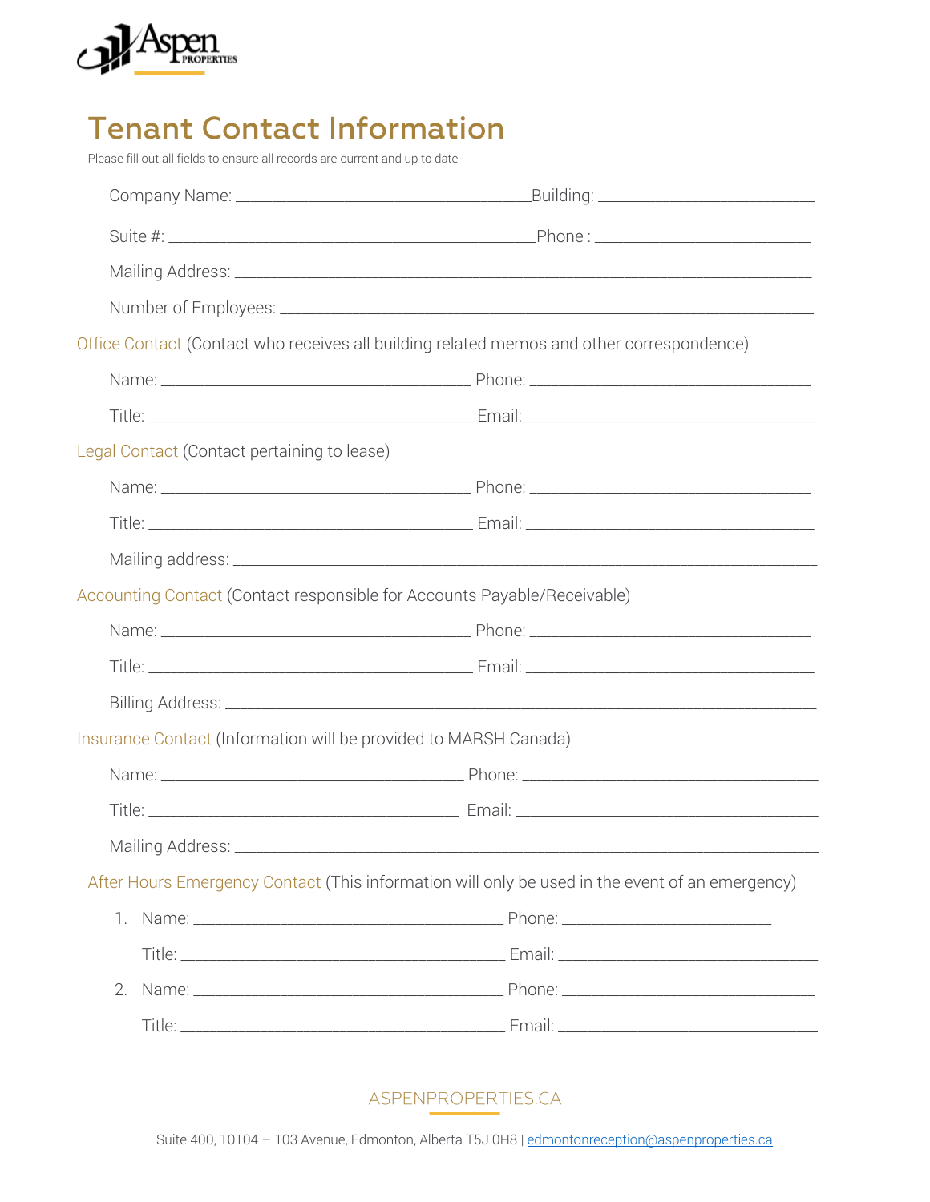Aspen PROPERTIES

# Tenant Contact Information

Please fill out all fields to ensure all records are current and up to date

Company Name: ______________________________ Building: ______________________

Suite #: ______________________________________ Phone : ______________________

Mailing Address: ____________________________________________________________

Number of Employees: ________________________________________________________

## Office Contact (Contact who receives all building related memos and other correspondence)

Name: ________________________________ Phone: ______________________________

Title: ________________________________ Email: ______________________________

## Legal Contact (Contact pertaining to lease)

Name: ________________________________ Phone: ______________________________

Title: ________________________________ Email: ______________________________

Mailing address: _____________________________________________________________

## Accounting Contact (Contact responsible for Accounts Payable/Receivable)

Name: ________________________________ Phone: ______________________________

Title: ________________________________ Email: ______________________________

Billing Address: ______________________________________________________________

## Insurance Contact (Information will be provided to MARSH Canada)

Name: ________________________________ Phone: ______________________________

Title: ________________________________ Email: ______________________________

Mailing Address: _____________________________________________________________

## After Hours Emergency Contact (This information will only be used in the event of an emergency)

1. Name: ________________________________ Phone: ______________________

   Title: ________________________________ Email: ______________________________

2. Name: ________________________________ Phone: ______________________________

   Title: ________________________________ Email: ______________________________

ASPENPROPERTIES.CA

Suite 400, 10104 – 103 Avenue, Edmonton, Alberta T5J 0H8 | edmontonreception@aspenproperties.ca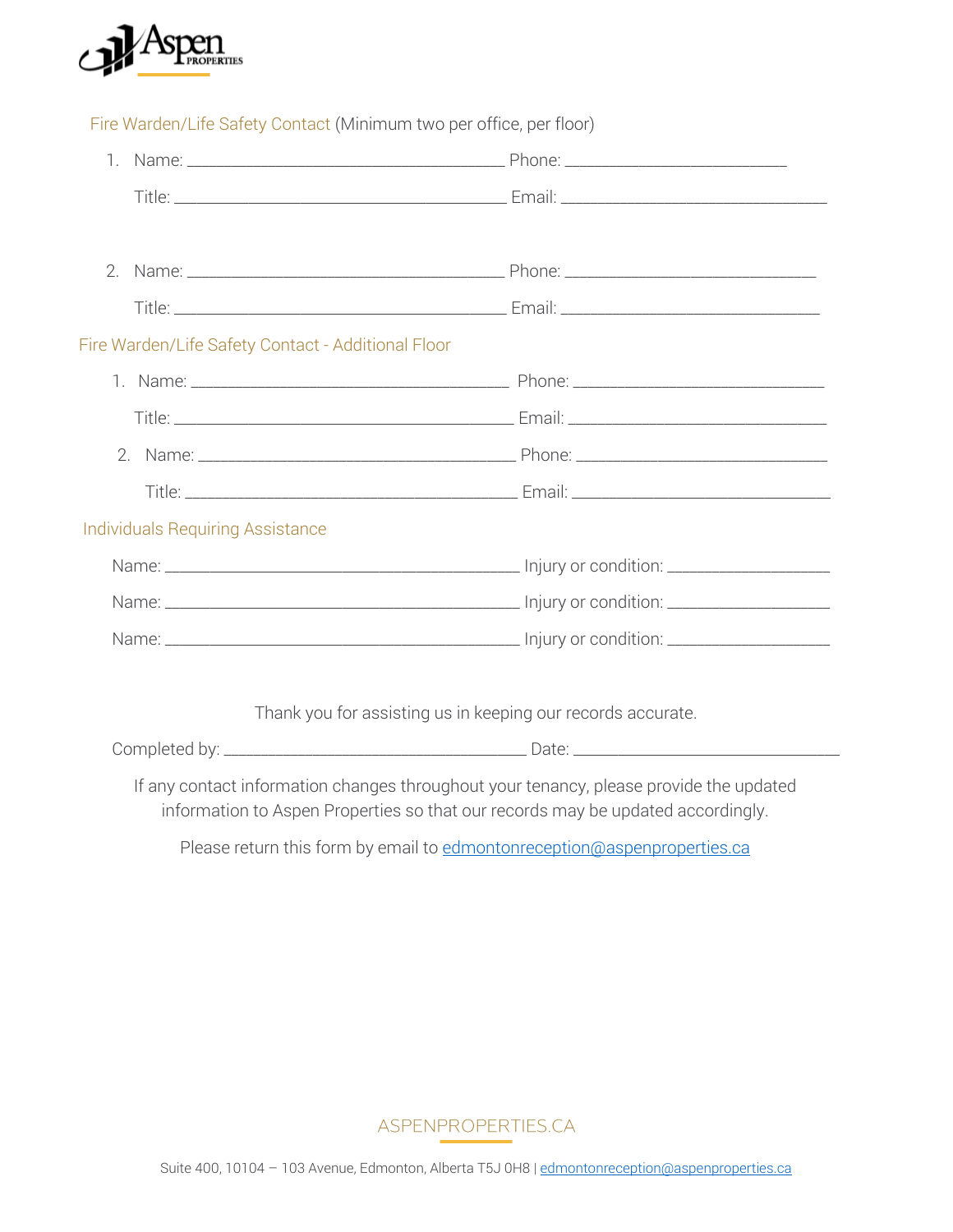## Fire Warden/Life Safety Contact (Minimum two per office, per floor)

1. Name: ________________________________ Phone: ______________________

   Title: ________________________________ Email: ___________________________

2. Name: ________________________________ Phone: _________________________

   Title: ________________________________ Email: __________________________

## Fire Warden/Life Safety Contact - Additional Floor

1. Name: ________________________________ Phone: _________________________

   Title: ________________________________ Email: __________________________

2. Name: ________________________________ Phone: _________________________

   Title: ________________________________ Email: __________________________

## Individuals Requiring Assistance

Name: ___________________________________ Injury or condition: ________________

Name: ___________________________________ Injury or condition: ________________

Name: ___________________________________ Injury or condition: ________________

Thank you for assisting us in keeping our records accurate.

Completed by: ______________________________ Date: ___________________________

If any contact information changes throughout your tenancy, please provide the updated information to Aspen Properties so that our records may be updated accordingly.

Please return this form by email to edmontonreception@aspenproperties.ca

ASPENPROPERTIES.CA

Suite 400, 10104 – 103 Avenue, Edmonton, Alberta T5J 0H8 | edmontonreception@aspenproperties.ca